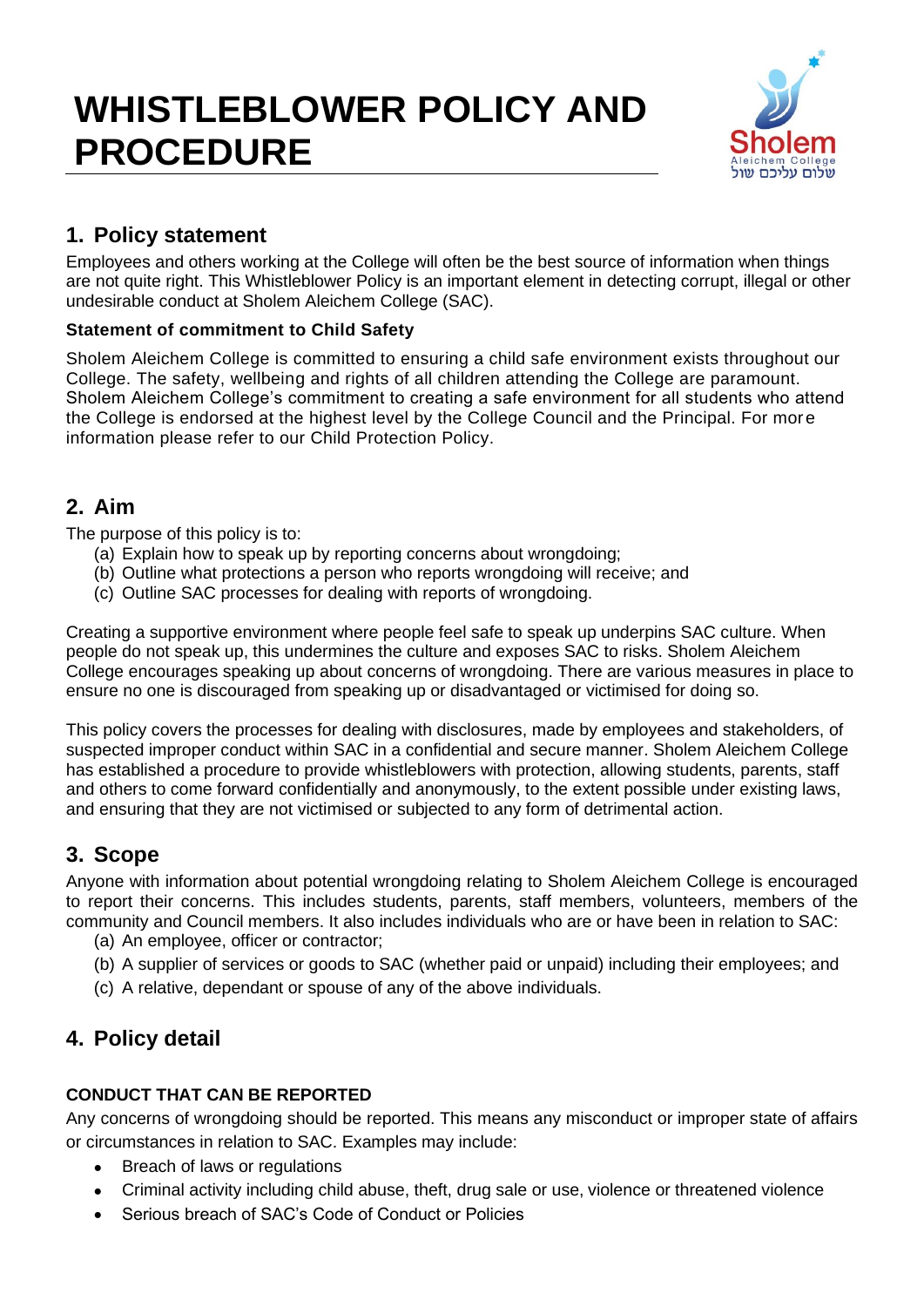# WHISTLEBLOWER POLICY AND PROCEDURE

## 1. Policy statement

Employees and others working at the College will often be the best source of information when things are not quite right. This Whistleblower Policy is an important element in detecting corrupt, illegal or other undesirable conduct at Sholem Aleichem College (SAC).

**Statement of commitment to Child Safety**

Sholem Aleichem College is committed to ensuring a child safe environment exists throughout our College. The safety, wellbeing and rights of all children attending the College are paramount. Sholem Aleichem College's commitment to creating a safe environment for all students who attend the College is endorsed at the highest level by the College Council and the Principal. For more information please refer to our Child Protection Policy.

## 2. Aim

The purpose of this policy is to:

(a) Explain how to speak up by reporting concerns about wrongdoing;
(b) Outline what protections a person who reports wrongdoing will receive; and
(c) Outline SAC processes for dealing with reports of wrongdoing.

Creating a supportive environment where people feel safe to speak up underpins SAC culture. When people do not speak up, this undermines the culture and exposes SAC to risks. Sholem Aleichem College encourages speaking up about concerns of wrongdoing. There are various measures in place to ensure no one is discouraged from speaking up or disadvantaged or victimised for doing so.

This policy covers the processes for dealing with disclosures, made by employees and stakeholders, of suspected improper conduct within SAC in a confidential and secure manner. Sholem Aleichem College has established a procedure to provide whistleblowers with protection, allowing students, parents, staff and others to come forward confidentially and anonymously, to the extent possible under existing laws, and ensuring that they are not victimised or subjected to any form of detrimental action.

## 3. Scope

Anyone with information about potential wrongdoing relating to Sholem Aleichem College is encouraged to report their concerns. This includes students, parents, staff members, volunteers, members of the community and Council members. It also includes individuals who are or have been in relation to SAC:

(a) An employee, officer or contractor;
(b) A supplier of services or goods to SAC (whether paid or unpaid) including their employees; and
(c) A relative, dependant or spouse of any of the above individuals.

## 4. Policy detail

**CONDUCT THAT CAN BE REPORTED**

Any concerns of wrongdoing should be reported. This means any misconduct or improper state of affairs or circumstances in relation to SAC. Examples may include:

- Breach of laws or regulations
- Criminal activity including child abuse, theft, drug sale or use, violence or threatened violence
- Serious breach of SAC's Code of Conduct or Policies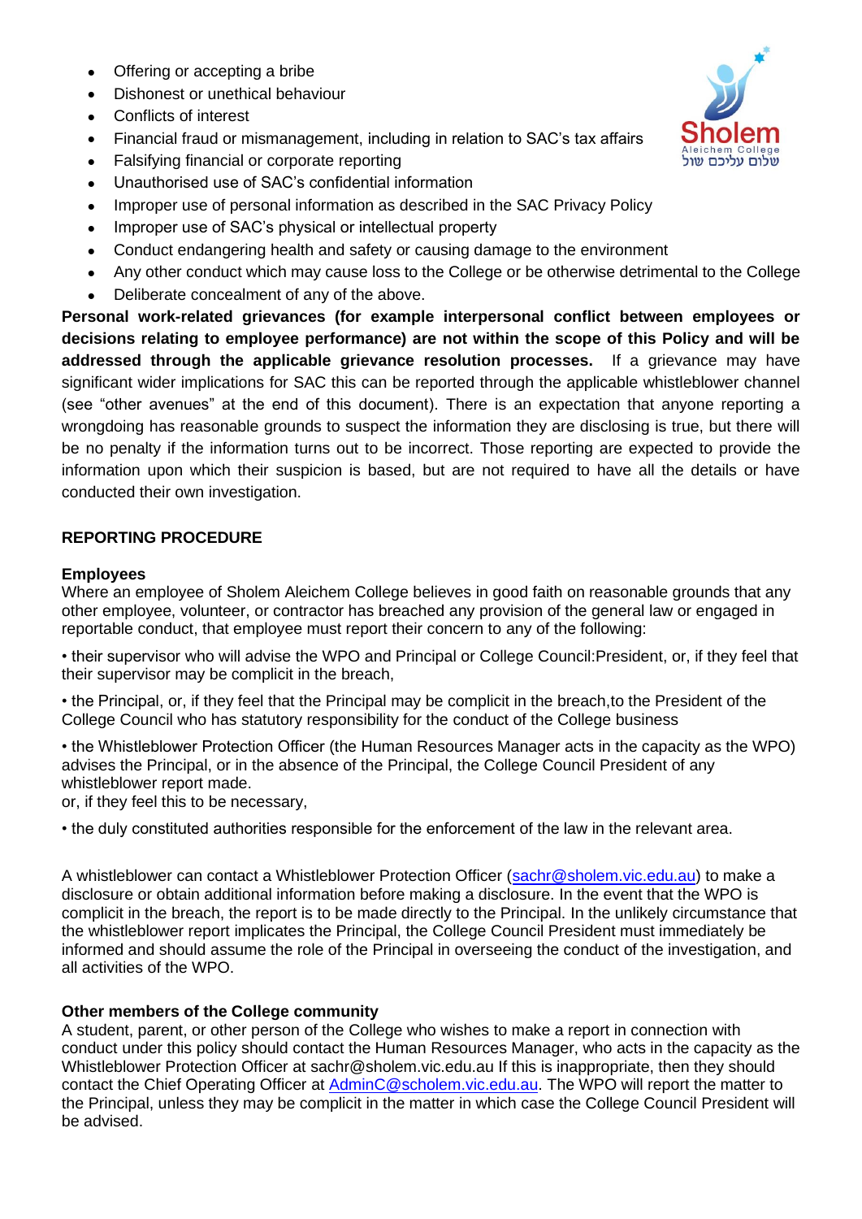- Offering or accepting a bribe
- Dishonest or unethical behaviour
- Conflicts of interest
- Financial fraud or mismanagement, including in relation to SAC's tax affairs
- Falsifying financial or corporate reporting
- Unauthorised use of SAC's confidential information
- Improper use of personal information as described in the SAC Privacy Policy
- Improper use of SAC's physical or intellectual property
- Conduct endangering health and safety or causing damage to the environment
- Any other conduct which may cause loss to the College or be otherwise detrimental to the College
- Deliberate concealment of any of the above.

**Personal work-related grievances (for example interpersonal conflict between employees or decisions relating to employee performance) are not within the scope of this Policy and will be addressed through the applicable grievance resolution processes.** If a grievance may have significant wider implications for SAC this can be reported through the applicable whistleblower channel (see "other avenues" at the end of this document). There is an expectation that anyone reporting a wrongdoing has reasonable grounds to suspect the information they are disclosing is true, but there will be no penalty if the information turns out to be incorrect. Those reporting are expected to provide the information upon which their suspicion is based, but are not required to have all the details or have conducted their own investigation.

## REPORTING PROCEDURE

### Employees

Where an employee of Sholem Aleichem College believes in good faith on reasonable grounds that any other employee, volunteer, or contractor has breached any provision of the general law or engaged in reportable conduct, that employee must report their concern to any of the following:

• their supervisor who will advise the WPO and Principal or College Council:President, or, if they feel that their supervisor may be complicit in the breach,

• the Principal, or, if they feel that the Principal may be complicit in the breach,to the President of the College Council who has statutory responsibility for the conduct of the College business

• the Whistleblower Protection Officer (the Human Resources Manager acts in the capacity as the WPO) advises the Principal, or in the absence of the Principal, the College Council President of any whistleblower report made.
or, if they feel this to be necessary,

• the duly constituted authorities responsible for the enforcement of the law in the relevant area.

A whistleblower can contact a Whistleblower Protection Officer (sachr@sholem.vic.edu.au) to make a disclosure or obtain additional information before making a disclosure. In the event that the WPO is complicit in the breach, the report is to be made directly to the Principal. In the unlikely circumstance that the whistleblower report implicates the Principal, the College Council President must immediately be informed and should assume the role of the Principal in overseeing the conduct of the investigation, and all activities of the WPO.

### Other members of the College community

A student, parent, or other person of the College who wishes to make a report in connection with conduct under this policy should contact the Human Resources Manager, who acts in the capacity as the Whistleblower Protection Officer at sachr@sholem.vic.edu.au If this is inappropriate, then they should contact the Chief Operating Officer at AdminC@scholem.vic.edu.au. The WPO will report the matter to the Principal, unless they may be complicit in the matter in which case the College Council President will be advised.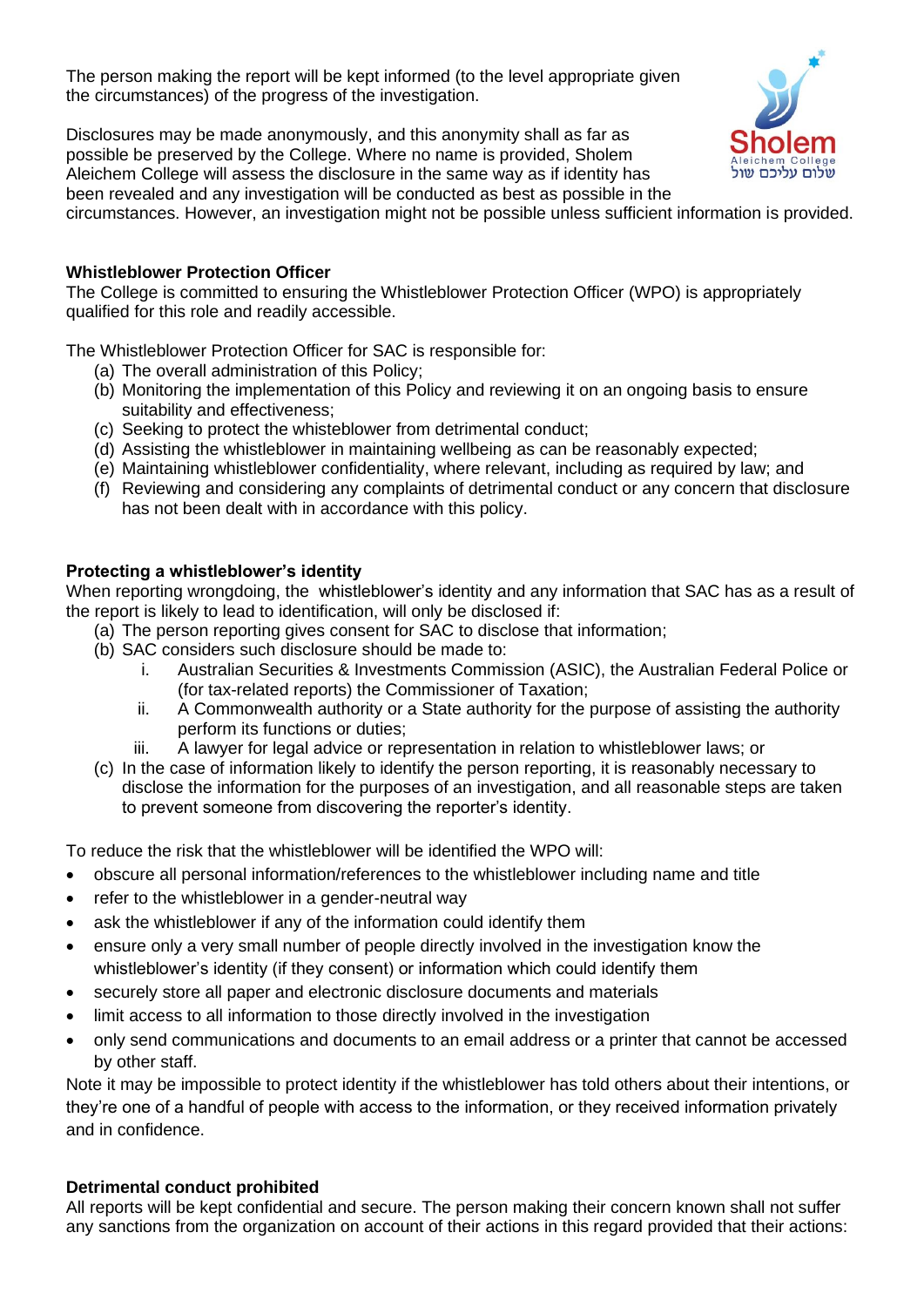The person making the report will be kept informed (to the level appropriate given the circumstances) of the progress of the investigation.

Disclosures may be made anonymously, and this anonymity shall as far as possible be preserved by the College. Where no name is provided, Sholem Aleichem College will assess the disclosure in the same way as if identity has been revealed and any investigation will be conducted as best as possible in the circumstances. However, an investigation might not be possible unless sufficient information is provided.

**Whistleblower Protection Officer**

The College is committed to ensuring the Whistleblower Protection Officer (WPO) is appropriately qualified for this role and readily accessible.

The Whistleblower Protection Officer for SAC is responsible for:

(a) The overall administration of this Policy;
(b) Monitoring the implementation of this Policy and reviewing it on an ongoing basis to ensure suitability and effectiveness;
(c) Seeking to protect the whisteblower from detrimental conduct;
(d) Assisting the whistleblower in maintaining wellbeing as can be reasonably expected;
(e) Maintaining whistleblower confidentiality, where relevant, including as required by law; and
(f) Reviewing and considering any complaints of detrimental conduct or any concern that disclosure has not been dealt with in accordance with this policy.

**Protecting a whistleblower's identity**

When reporting wrongdoing, the whistleblower's identity and any information that SAC has as a result of the report is likely to lead to identification, will only be disclosed if:

(a) The person reporting gives consent for SAC to disclose that information;
(b) SAC considers such disclosure should be made to:
   i. Australian Securities & Investments Commission (ASIC), the Australian Federal Police or (for tax-related reports) the Commissioner of Taxation;
   ii. A Commonwealth authority or a State authority for the purpose of assisting the authority perform its functions or duties;
   iii. A lawyer for legal advice or representation in relation to whistleblower laws; or
(c) In the case of information likely to identify the person reporting, it is reasonably necessary to disclose the information for the purposes of an investigation, and all reasonable steps are taken to prevent someone from discovering the reporter's identity.

To reduce the risk that the whistleblower will be identified the WPO will:

- obscure all personal information/references to the whistleblower including name and title
- refer to the whistleblower in a gender-neutral way
- ask the whistleblower if any of the information could identify them
- ensure only a very small number of people directly involved in the investigation know the whistleblower's identity (if they consent) or information which could identify them
- securely store all paper and electronic disclosure documents and materials
- limit access to all information to those directly involved in the investigation
- only send communications and documents to an email address or a printer that cannot be accessed by other staff.

Note it may be impossible to protect identity if the whistleblower has told others about their intentions, or they're one of a handful of people with access to the information, or they received information privately and in confidence.

**Detrimental conduct prohibited**

All reports will be kept confidential and secure. The person making their concern known shall not suffer any sanctions from the organization on account of their actions in this regard provided that their actions: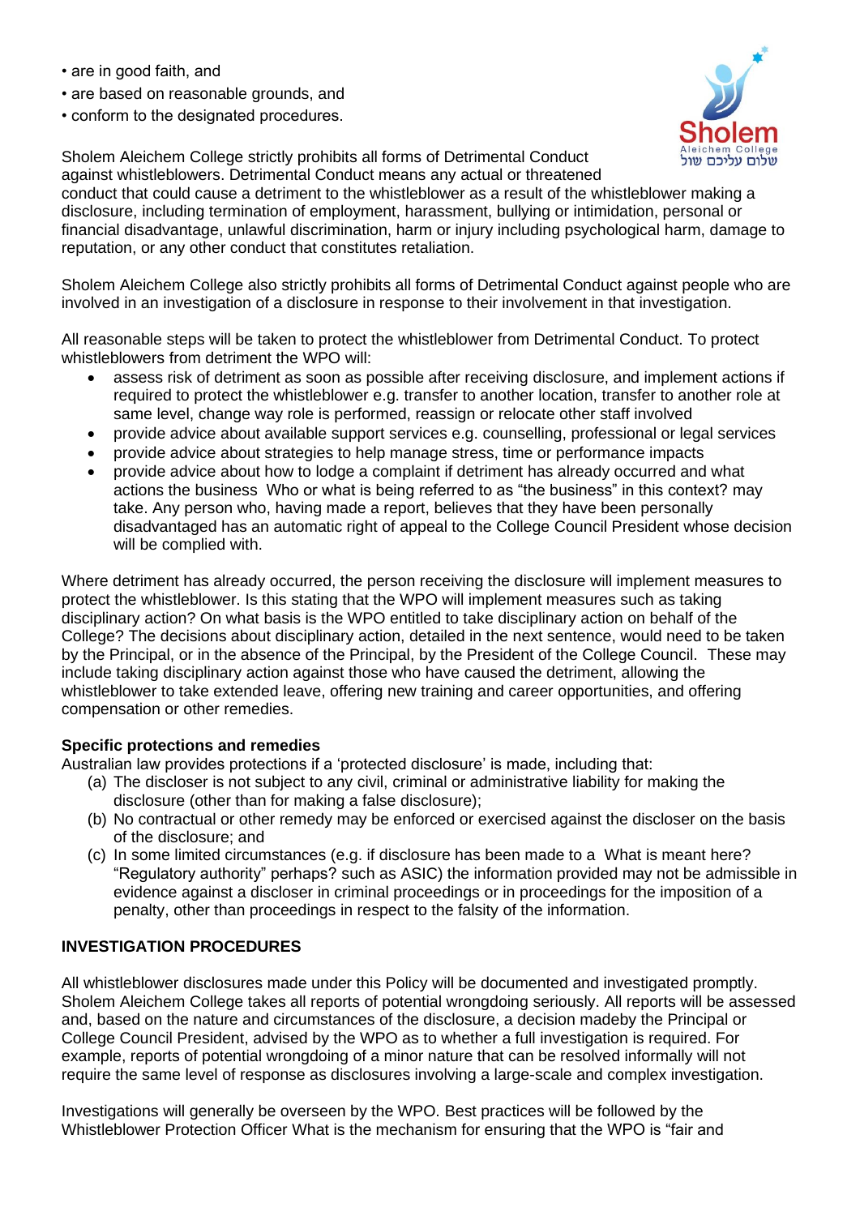- are in good faith, and
- are based on reasonable grounds, and
- conform to the designated procedures.

Sholem Aleichem College strictly prohibits all forms of Detrimental Conduct against whistleblowers. Detrimental Conduct means any actual or threatened conduct that could cause a detriment to the whistleblower as a result of the whistleblower making a disclosure, including termination of employment, harassment, bullying or intimidation, personal or financial disadvantage, unlawful discrimination, harm or injury including psychological harm, damage to reputation, or any other conduct that constitutes retaliation.

Sholem Aleichem College also strictly prohibits all forms of Detrimental Conduct against people who are involved in an investigation of a disclosure in response to their involvement in that investigation.

All reasonable steps will be taken to protect the whistleblower from Detrimental Conduct. To protect whistleblowers from detriment the WPO will:

- assess risk of detriment as soon as possible after receiving disclosure, and implement actions if required to protect the whistleblower e.g. transfer to another location, transfer to another role at same level, change way role is performed, reassign or relocate other staff involved
- provide advice about available support services e.g. counselling, professional or legal services
- provide advice about strategies to help manage stress, time or performance impacts
- provide advice about how to lodge a complaint if detriment has already occurred and what actions the business Who or what is being referred to as "the business" in this context? may take. Any person who, having made a report, believes that they have been personally disadvantaged has an automatic right of appeal to the College Council President whose decision will be complied with.

Where detriment has already occurred, the person receiving the disclosure will implement measures to protect the whistleblower. Is this stating that the WPO will implement measures such as taking disciplinary action? On what basis is the WPO entitled to take disciplinary action on behalf of the College? The decisions about disciplinary action, detailed in the next sentence, would need to be taken by the Principal, or in the absence of the Principal, by the President of the College Council. These may include taking disciplinary action against those who have caused the detriment, allowing the whistleblower to take extended leave, offering new training and career opportunities, and offering compensation or other remedies.

**Specific protections and remedies**

Australian law provides protections if a 'protected disclosure' is made, including that:

(a) The discloser is not subject to any civil, criminal or administrative liability for making the disclosure (other than for making a false disclosure);
(b) No contractual or other remedy may be enforced or exercised against the discloser on the basis of the disclosure; and
(c) In some limited circumstances (e.g. if disclosure has been made to a What is meant here? "Regulatory authority" perhaps? such as ASIC) the information provided may not be admissible in evidence against a discloser in criminal proceedings or in proceedings for the imposition of a penalty, other than proceedings in respect to the falsity of the information.

## INVESTIGATION PROCEDURES

All whistleblower disclosures made under this Policy will be documented and investigated promptly. Sholem Aleichem College takes all reports of potential wrongdoing seriously. All reports will be assessed and, based on the nature and circumstances of the disclosure, a decision madeby the Principal or College Council President, advised by the WPO as to whether a full investigation is required. For example, reports of potential wrongdoing of a minor nature that can be resolved informally will not require the same level of response as disclosures involving a large-scale and complex investigation.

Investigations will generally be overseen by the WPO. Best practices will be followed by the Whistleblower Protection Officer What is the mechanism for ensuring that the WPO is "fair and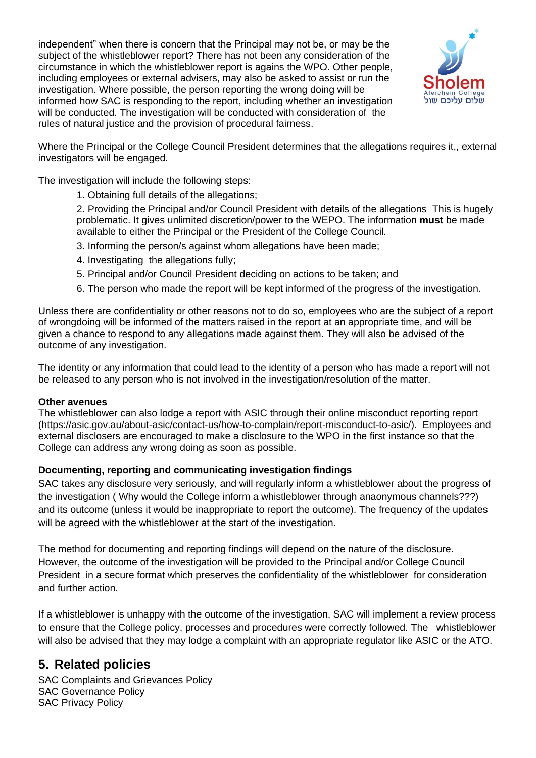independent" when there is concern that the Principal may not be, or may be the subject of the whistleblower report? There has not been any consideration of the circumstance in which the whistleblower report is agains the WPO. Other people, including employees or external advisers, may also be asked to assist or run the investigation. Where possible, the person reporting the wrong doing will be informed how SAC is responding to the report, including whether an investigation will be conducted. The investigation will be conducted with consideration of the rules of natural justice and the provision of procedural fairness.

Where the Principal or the College Council President determines that the allegations requires it,, external investigators will be engaged.

The investigation will include the following steps:

1. Obtaining full details of the allegations;
2. Providing the Principal and/or Council President with details of the allegations This is hugely problematic. It gives unlimited discretion/power to the WEPO. The information **must** be made available to either the Principal or the President of the College Council.
3. Informing the person/s against whom allegations have been made;
4. Investigating the allegations fully;
5. Principal and/or Council President deciding on actions to be taken; and
6. The person who made the report will be kept informed of the progress of the investigation.

Unless there are confidentiality or other reasons not to do so, employees who are the subject of a report of wrongdoing will be informed of the matters raised in the report at an appropriate time, and will be given a chance to respond to any allegations made against them. They will also be advised of the outcome of any investigation.

The identity or any information that could lead to the identity of a person who has made a report will not be released to any person who is not involved in the investigation/resolution of the matter.

**Other avenues**

The whistleblower can also lodge a report with ASIC through their online misconduct reporting report (https://asic.gov.au/about-asic/contact-us/how-to-complain/report-misconduct-to-asic/). Employees and external disclosers are encouraged to make a disclosure to the WPO in the first instance so that the College can address any wrong doing as soon as possible.

**Documenting, reporting and communicating investigation findings**

SAC takes any disclosure very seriously, and will regularly inform a whistleblower about the progress of the investigation ( Why would the College inform a whistleblower through anaonymous channels???) and its outcome (unless it would be inappropriate to report the outcome). The frequency of the updates will be agreed with the whistleblower at the start of the investigation.

The method for documenting and reporting findings will depend on the nature of the disclosure. However, the outcome of the investigation will be provided to the Principal and/or College Council President in a secure format which preserves the confidentiality of the whistleblower for consideration and further action.

If a whistleblower is unhappy with the outcome of the investigation, SAC will implement a review process to ensure that the College policy, processes and procedures were correctly followed. The whistleblower will also be advised that they may lodge a complaint with an appropriate regulator like ASIC or the ATO.

## 5. Related policies

SAC Complaints and Grievances Policy
SAC Governance Policy
SAC Privacy Policy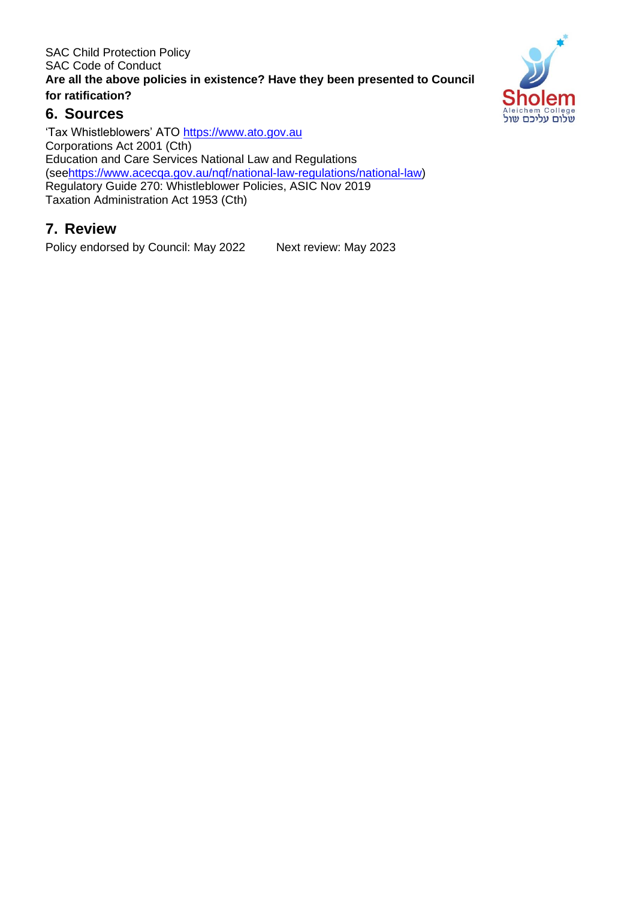SAC Child Protection Policy
SAC Code of Conduct
**Are all the above policies in existence? Have they been presented to Council for ratification?**

## 6. Sources

'Tax Whistleblowers' ATO https://www.ato.gov.au
Corporations Act 2001 (Cth)
Education and Care Services National Law and Regulations (seehttps://www.acecqa.gov.au/nqf/national-law-regulations/national-law)
Regulatory Guide 270: Whistleblower Policies, ASIC Nov 2019
Taxation Administration Act 1953 (Cth)

## 7. Review

Policy endorsed by Council: May 2022 Next review: May 2023